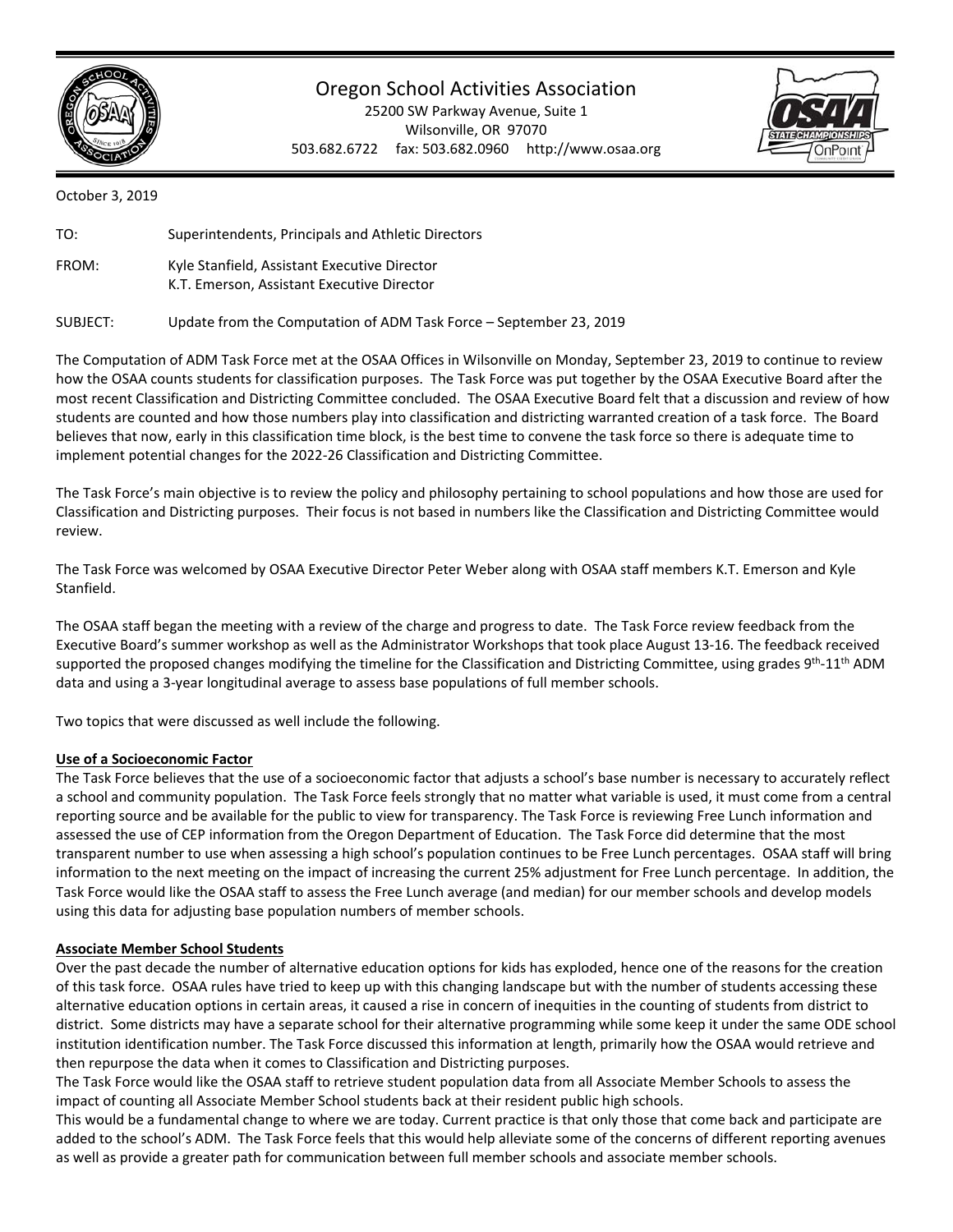# Oregon School Activities Association

25200 SW Parkway Avenue, Suite 1
Wilsonville, OR 97070
503.682.6722 fax: 503.682.0960 http://www.osaa.org

October 3, 2019

TO: Superintendents, Principals and Athletic Directors

FROM: Kyle Stanfield, Assistant Executive Director
K.T. Emerson, Assistant Executive Director

SUBJECT: Update from the Computation of ADM Task Force – September 23, 2019

The Computation of ADM Task Force met at the OSAA Offices in Wilsonville on Monday, September 23, 2019 to continue to review how the OSAA counts students for classification purposes. The Task Force was put together by the OSAA Executive Board after the most recent Classification and Districting Committee concluded. The OSAA Executive Board felt that a discussion and review of how students are counted and how those numbers play into classification and districting warranted creation of a task force. The Board believes that now, early in this classification time block, is the best time to convene the task force so there is adequate time to implement potential changes for the 2022-26 Classification and Districting Committee.

The Task Force's main objective is to review the policy and philosophy pertaining to school populations and how those are used for Classification and Districting purposes. Their focus is not based in numbers like the Classification and Districting Committee would review.

The Task Force was welcomed by OSAA Executive Director Peter Weber along with OSAA staff members K.T. Emerson and Kyle Stanfield.

The OSAA staff began the meeting with a review of the charge and progress to date. The Task Force review feedback from the Executive Board's summer workshop as well as the Administrator Workshops that took place August 13-16. The feedback received supported the proposed changes modifying the timeline for the Classification and Districting Committee, using grades 9th-11th ADM data and using a 3-year longitudinal average to assess base populations of full member schools.

Two topics that were discussed as well include the following.

**Use of a Socioeconomic Factor**

The Task Force believes that the use of a socioeconomic factor that adjusts a school's base number is necessary to accurately reflect a school and community population. The Task Force feels strongly that no matter what variable is used, it must come from a central reporting source and be available for the public to view for transparency. The Task Force is reviewing Free Lunch information and assessed the use of CEP information from the Oregon Department of Education. The Task Force did determine that the most transparent number to use when assessing a high school's population continues to be Free Lunch percentages. OSAA staff will bring information to the next meeting on the impact of increasing the current 25% adjustment for Free Lunch percentage. In addition, the Task Force would like the OSAA staff to assess the Free Lunch average (and median) for our member schools and develop models using this data for adjusting base population numbers of member schools.

**Associate Member School Students**

Over the past decade the number of alternative education options for kids has exploded, hence one of the reasons for the creation of this task force. OSAA rules have tried to keep up with this changing landscape but with the number of students accessing these alternative education options in certain areas, it caused a rise in concern of inequities in the counting of students from district to district. Some districts may have a separate school for their alternative programming while some keep it under the same ODE school institution identification number. The Task Force discussed this information at length, primarily how the OSAA would retrieve and then repurpose the data when it comes to Classification and Districting purposes.

The Task Force would like the OSAA staff to retrieve student population data from all Associate Member Schools to assess the impact of counting all Associate Member School students back at their resident public high schools.

This would be a fundamental change to where we are today. Current practice is that only those that come back and participate are added to the school's ADM. The Task Force feels that this would help alleviate some of the concerns of different reporting avenues as well as provide a greater path for communication between full member schools and associate member schools.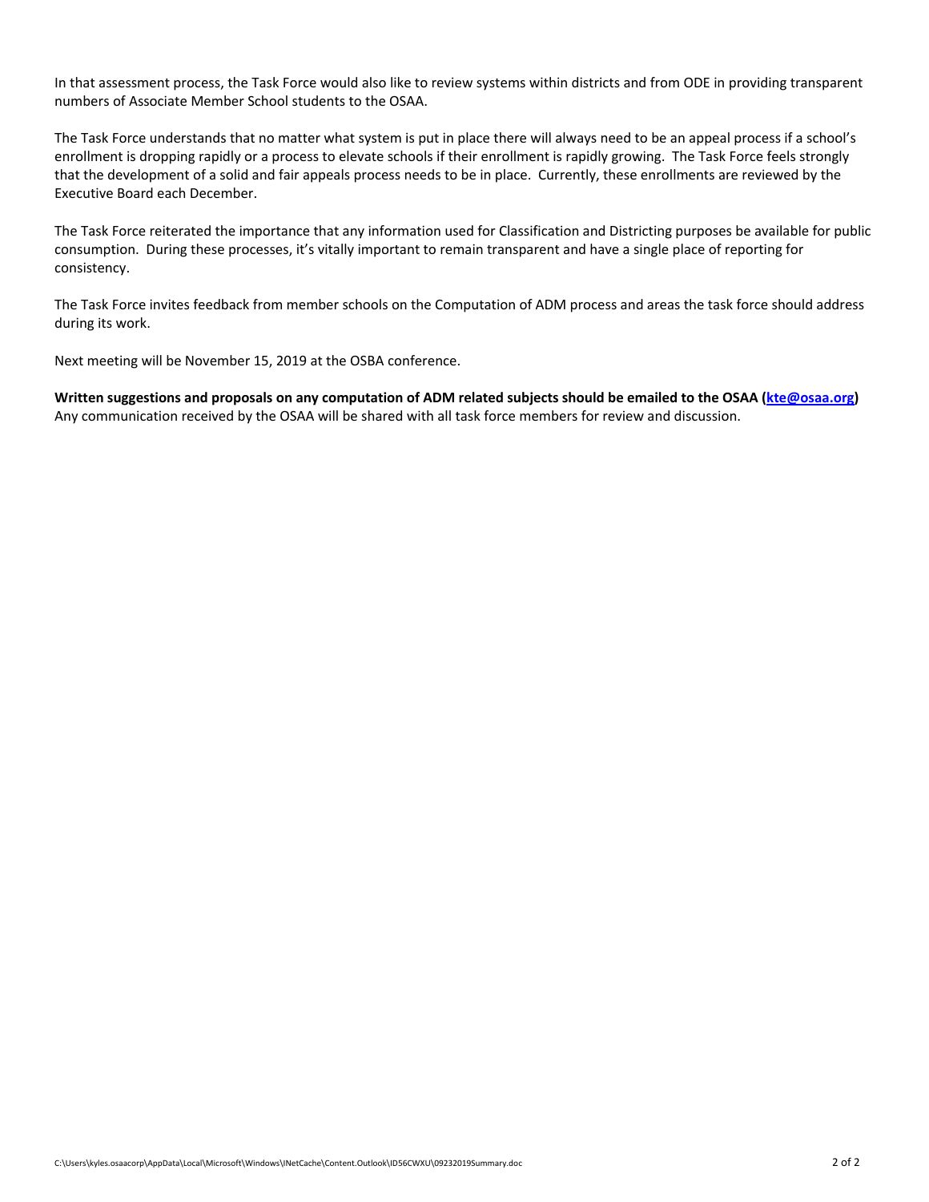In that assessment process, the Task Force would also like to review systems within districts and from ODE in providing transparent numbers of Associate Member School students to the OSAA.

The Task Force understands that no matter what system is put in place there will always need to be an appeal process if a school's enrollment is dropping rapidly or a process to elevate schools if their enrollment is rapidly growing. The Task Force feels strongly that the development of a solid and fair appeals process needs to be in place. Currently, these enrollments are reviewed by the Executive Board each December.

The Task Force reiterated the importance that any information used for Classification and Districting purposes be available for public consumption. During these processes, it's vitally important to remain transparent and have a single place of reporting for consistency.

The Task Force invites feedback from member schools on the Computation of ADM process and areas the task force should address during its work.

Next meeting will be November 15, 2019 at the OSBA conference.

**Written suggestions and proposals on any computation of ADM related subjects should be emailed to the OSAA (kte@osaa.org)**
Any communication received by the OSAA will be shared with all task force members for review and discussion.